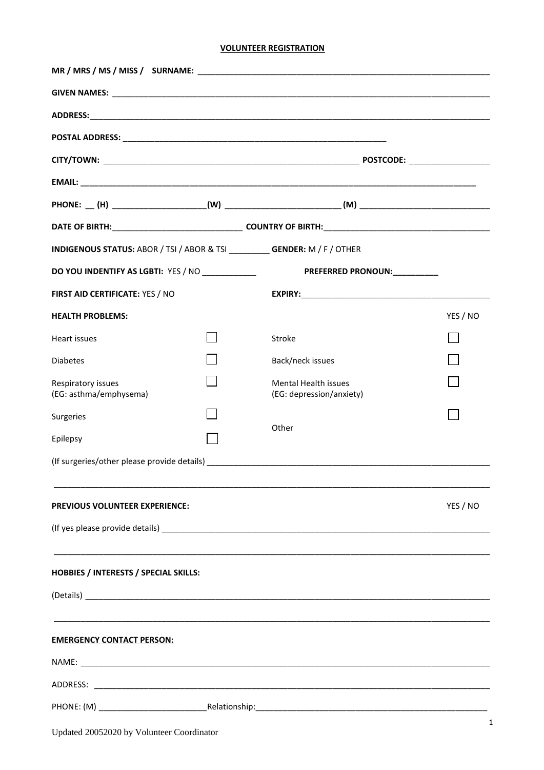**VOLUNTEER REGISTRATION**

**MR / MRS / MS / MISS / SURNAME:** ______________________________________________

**GIVEN NAMES:** ______________________________________________

**ADDRESS:** ______________________________________________

**POSTAL ADDRESS:** ______________________________________________

**CITY/TOWN:** ______________________________ **POSTCODE:** ________________

**EMAIL:** ______________________________________________

**PHONE:** __ **(H)** ____________________ **(W)** ________________________ **(M)** ____________________

**DATE OF BIRTH:** ____________________________ **COUNTRY OF BIRTH:** ________________________

**INDIGENOUS STATUS:** ABOR / TSI / ABOR & TSI _________ **GENDER:** M / F / OTHER

**DO YOU INDENTIFY AS LGBTI:** YES / NO ____________ **PREFERRED PRONOUN:** __________

**FIRST AID CERTIFICATE:** YES / NO **EXPIRY:** ________________________

| **HEALTH PROBLEMS:** | | | YES / NO |
|---|---|---|---|
| Heart issues | ☐ | Stroke | ☐ |
| Diabetes | ☐ | Back/neck issues | ☐ |
| Respiratory issues (EG: asthma/emphysema) | ☐ | Mental Health issues (EG: depression/anxiety) | ☐ |
| Surgeries | ☐ | Other | ☐ |
| Epilepsy | ☐ | | |

(If surgeries/other please provide details) ______________________________________________

______________________________________________

**PREVIOUS VOLUNTEER EXPERIENCE:** YES / NO

(If yes please provide details) ______________________________________________

______________________________________________

**HOBBIES / INTERESTS / SPECIAL SKILLS:**

(Details) ______________________________________________

______________________________________________

**EMERGENCY CONTACT PERSON:**

NAME: ______________________________________________

ADDRESS: ______________________________________________

PHONE: (M) ________________________ Relationship: ________________________________

Updated 20052020 by Volunteer Coordinator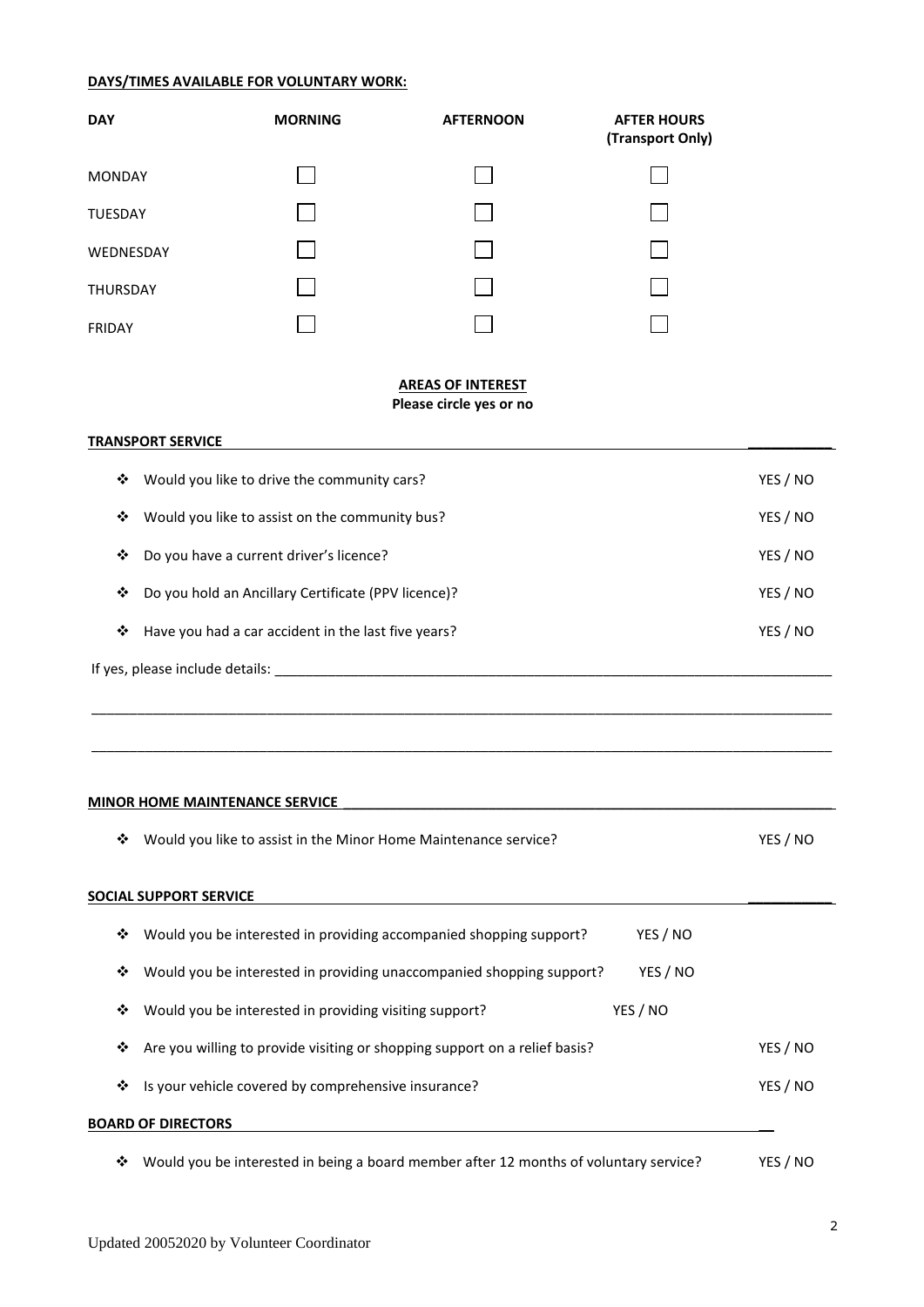**DAYS/TIMES AVAILABLE FOR VOLUNTARY WORK:**

| DAY | MORNING | AFTERNOON | AFTER HOURS (Transport Only) |
|---|---|---|---|
| MONDAY | ☐ | ☐ | ☐ |
| TUESDAY | ☐ | ☐ | ☐ |
| WEDNESDAY | ☐ | ☐ | ☐ |
| THURSDAY | ☐ | ☐ | ☐ |
| FRIDAY | ☐ | ☐ | ☐ |

## AREAS OF INTEREST

**Please circle yes or no**

**TRANSPORT SERVICE**

- Would you like to drive the community cars? YES / NO
- Would you like to assist on the community bus? YES / NO
- Do you have a current driver's licence? YES / NO
- Do you hold an Ancillary Certificate (PPV licence)? YES / NO
- Have you had a car accident in the last five years? YES / NO

If yes, please include details: ____________________________________________________________

______________________________________________________________________________

______________________________________________________________________________

**MINOR HOME MAINTENANCE SERVICE**

- Would you like to assist in the Minor Home Maintenance service? YES / NO

**SOCIAL SUPPORT SERVICE**

- Would you be interested in providing accompanied shopping support? YES / NO
- Would you be interested in providing unaccompanied shopping support? YES / NO
- Would you be interested in providing visiting support? YES / NO
- Are you willing to provide visiting or shopping support on a relief basis? YES / NO
- Is your vehicle covered by comprehensive insurance? YES / NO

**BOARD OF DIRECTORS**

- Would you be interested in being a board member after 12 months of voluntary service? YES / NO

Updated 20052020 by Volunteer Coordinator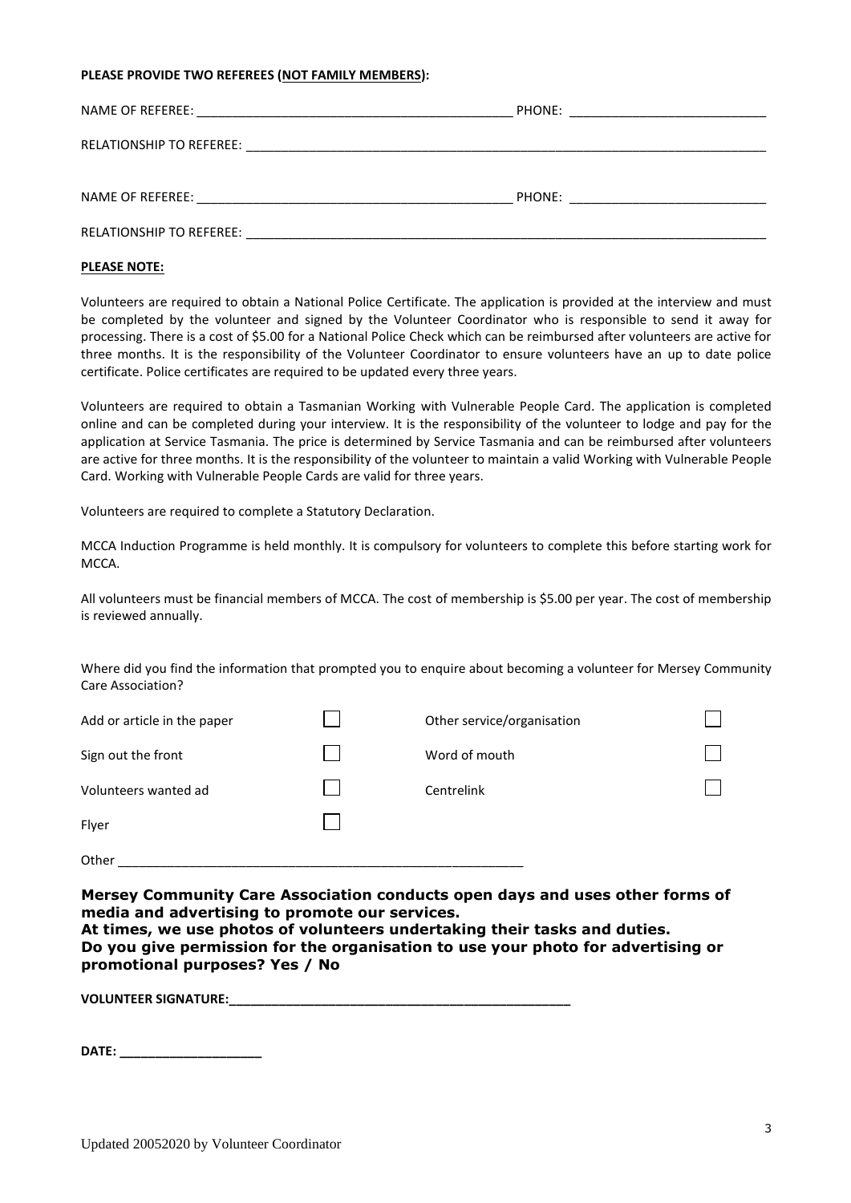**PLEASE PROVIDE TWO REFEREES (<u>NOT FAMILY MEMBERS</u>):**

NAME OF REFEREE: _____________________________________________ PHONE: ___________________________

RELATIONSHIP TO REFEREE: ____________________________________________________________________________

NAME OF REFEREE: _____________________________________________ PHONE: ___________________________

RELATIONSHIP TO REFEREE: ____________________________________________________________________________

**<u>PLEASE NOTE:</u>**

Volunteers are required to obtain a National Police Certificate. The application is provided at the interview and must be completed by the volunteer and signed by the Volunteer Coordinator who is responsible to send it away for processing. There is a cost of $5.00 for a National Police Check which can be reimbursed after volunteers are active for three months. It is the responsibility of the Volunteer Coordinator to ensure volunteers have an up to date police certificate. Police certificates are required to be updated every three years.

Volunteers are required to obtain a Tasmanian Working with Vulnerable People Card. The application is completed online and can be completed during your interview. It is the responsibility of the volunteer to lodge and pay for the application at Service Tasmania. The price is determined by Service Tasmania and can be reimbursed after volunteers are active for three months. It is the responsibility of the volunteer to maintain a valid Working with Vulnerable People Card. Working with Vulnerable People Cards are valid for three years.

Volunteers are required to complete a Statutory Declaration.

MCCA Induction Programme is held monthly. It is compulsory for volunteers to complete this before starting work for MCCA.

All volunteers must be financial members of MCCA. The cost of membership is $5.00 per year. The cost of membership is reviewed annually.

Where did you find the information that prompted you to enquire about becoming a volunteer for Mersey Community Care Association?

| | | | |
|---|---|---|---|
| Add or article in the paper | ☐ | Other service/organisation | ☐ |
| Sign out the front | ☐ | Word of mouth | ☐ |
| Volunteers wanted ad | ☐ | Centrelink | ☐ |
| Flyer | ☐ | | |

Other ___________________________________________________________

**Mersey Community Care Association conducts open days and uses other forms of media and advertising to promote our services.**
**At times, we use photos of volunteers undertaking their tasks and duties.**
**Do you give permission for the organisation to use your photo for advertising or promotional purposes? Yes / No**

**VOLUNTEER SIGNATURE:_______________________________________________**

**DATE: ___________________**

Updated 20052020 by Volunteer Coordinator